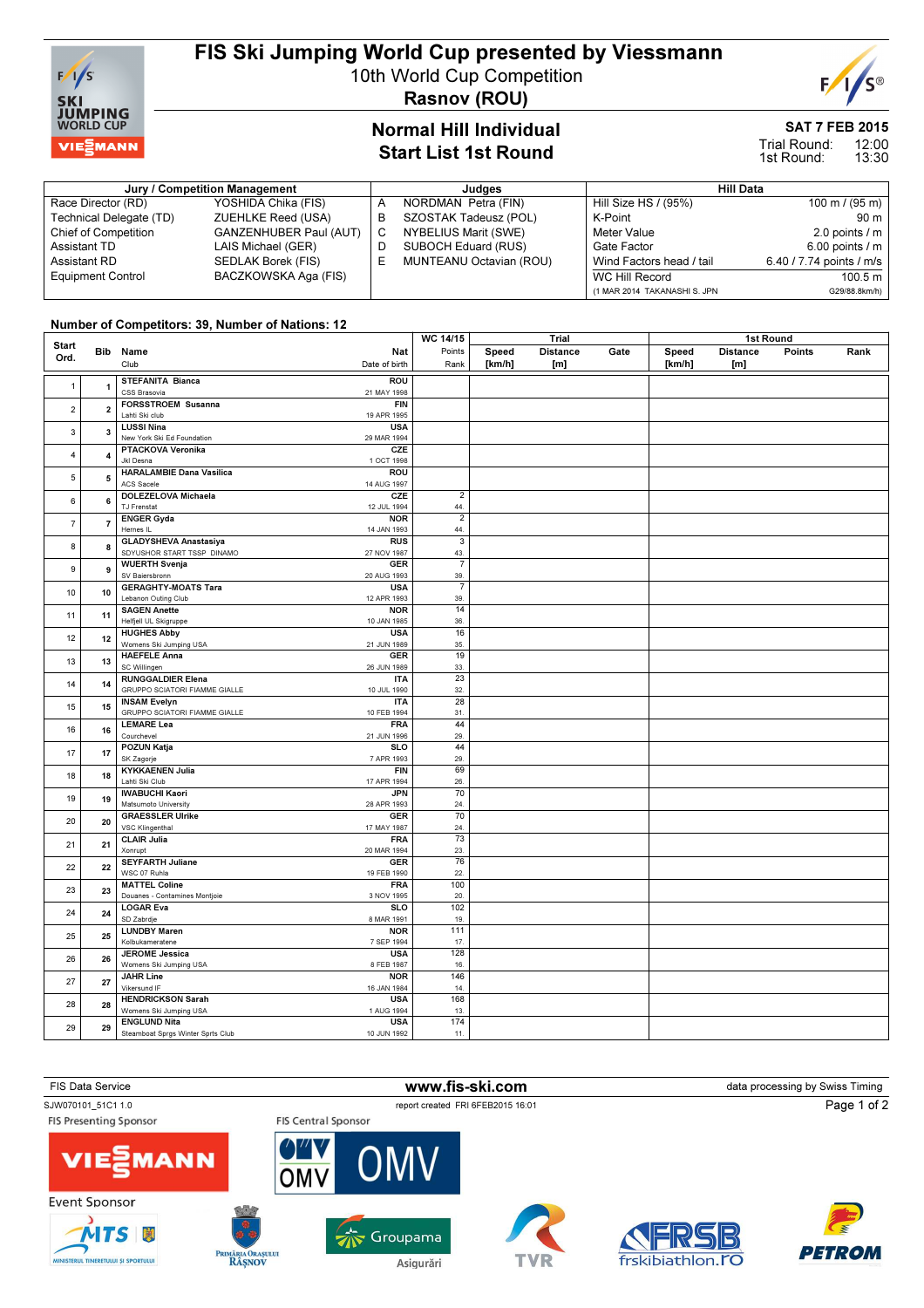# FIS Ski Jumping World Cup presented by Viessmann

10th World Cup Competition

**Rasnov (ROU)**

## Normal Hill Individual
## Start List 1st Round

**SAT 7 FEB 2015**

Trial Round: 12:00
1st Round: 13:30

| Jury / Competition Management | | Judges | | Hill Data | |
|---|---|---|---|---|---|
| Race Director (RD) | YOSHIDA Chika (FIS) | A | NORDMAN Petra (FIN) | Hill Size HS / (95%) | 100 m / (95 m) |
| Technical Delegate (TD) | ZUEHLKE Reed (USA) | B | SZOSTAK Tadeusz (POL) | K-Point | 90 m |
| Chief of Competition | GANZENHUBER Paul (AUT) | C | NYBELIUS Marit (SWE) | Meter Value | 2.0 points / m |
| Assistant TD | LAIS Michael (GER) | D | SUBOCH Eduard (RUS) | Gate Factor | 6.00 points / m |
| Assistant RD | SEDLAK Borek (FIS) | E | MUNTEANU Octavian (ROU) | Wind Factors head / tail | 6.40 / 7.74 points / m/s |
| Equipment Control | BACZKOWSKA Aga (FIS) | | | WC Hill Record | 100.5 m |
| | | | | (1 MAR 2014 TAKANASHI S. JPN | G29/88.8km/h) |

**Number of Competitors: 39, Number of Nations: 12**

| Start Ord. | Bib | Name / Club | Nat / Date of birth | WC 14/15 Points / Rank | Trial Speed [km/h] | Trial Distance [m] | Trial Gate | 1st Round Speed [km/h] | 1st Round Distance [m] | Points | Rank |
|---|---|---|---|---|---|---|---|---|---|---|---|
| 1 | 1 | STEFANITA Bianca / CSS Brasovia | ROU / 21 MAY 1998 | | | | | | | | |
| 2 | 2 | FORSSTROEM Susanna / Lahti Ski club | FIN / 19 APR 1995 | | | | | | | | |
| 3 | 3 | LUSSI Nina / New York Ski Ed Foundation | USA / 29 MAR 1994 | | | | | | | | |
| 4 | 4 | PTACKOVA Veronika / Jkl Desna | CZE / 1 OCT 1998 | | | | | | | | |
| 5 | 5 | HARALAMBIE Dana Vasilica / ACS Sacele | ROU / 14 AUG 1997 | | | | | | | | |
| 6 | 6 | DOLEZELOVA Michaela / TJ Frenstat | CZE / 12 JUL 1994 | 2 / 44. | | | | | | | |
| 7 | 7 | ENGER Gyda / Hernes IL | NOR / 14 JAN 1993 | 2 / 44. | | | | | | | |
| 8 | 8 | GLADYSHEVA Anastasiya / SDYUSHOR START TSSP DINAMO | RUS / 27 NOV 1987 | 3 / 43. | | | | | | | |
| 9 | 9 | WUERTH Svenja / SV Baiersbronn | GER / 20 AUG 1993 | 7 / 39. | | | | | | | |
| 10 | 10 | GERAGHTY-MOATS Tara / Lebanon Outing Club | USA / 12 APR 1993 | 7 / 39. | | | | | | | |
| 11 | 11 | SAGEN Anette / Helfjell UL Skigruppe | NOR / 10 JAN 1985 | 14 / 36. | | | | | | | |
| 12 | 12 | HUGHES Abby / Womens Ski Jumping USA | USA / 21 JUN 1989 | 16 / 35. | | | | | | | |
| 13 | 13 | HAEFELE Anna / SC Willingen | GER / 26 JUN 1989 | 19 / 33. | | | | | | | |
| 14 | 14 | RUNGGALDIER Elena / GRUPPO SCIATORI FIAMME GIALLE | ITA / 10 JUL 1990 | 23 / 32. | | | | | | | |
| 15 | 15 | INSAM Evelyn / GRUPPO SCIATORI FIAMME GIALLE | ITA / 10 FEB 1994 | 28 / 31. | | | | | | | |
| 16 | 16 | LEMARE Lea / Courchevel | FRA / 21 JUN 1996 | 44 / 29. | | | | | | | |
| 17 | 17 | POZUN Katja / SK Zagorje | SLO / 7 APR 1993 | 44 / 29. | | | | | | | |
| 18 | 18 | KYKKAENEN Julia / Lahti Ski Club | FIN / 17 APR 1994 | 69 / 26. | | | | | | | |
| 19 | 19 | IWABUCHI Kaori / Matsumoto University | JPN / 28 APR 1993 | 70 / 24. | | | | | | | |
| 20 | 20 | GRAESSLER Ulrike / VSC Klingenthal | GER / 17 MAY 1987 | 70 / 24. | | | | | | | |
| 21 | 21 | CLAIR Julia / Xonrupt | FRA / 20 MAR 1994 | 73 / 23. | | | | | | | |
| 22 | 22 | SEYFARTH Juliane / WSC 07 Ruhla | GER / 19 FEB 1990 | 76 / 22. | | | | | | | |
| 23 | 23 | MATTEL Coline / Douanes - Contamines Montjoie | FRA / 3 NOV 1995 | 100 / 20. | | | | | | | |
| 24 | 24 | LOGAR Eva / SD Zabrdje | SLO / 8 MAR 1991 | 102 / 19. | | | | | | | |
| 25 | 25 | LUNDBY Maren / Kolbukameratene | NOR / 7 SEP 1994 | 111 / 17. | | | | | | | |
| 26 | 26 | JEROME Jessica / Womens Ski Jumping USA | USA / 8 FEB 1987 | 128 / 16. | | | | | | | |
| 27 | 27 | JAHR Line / Vikersund IF | NOR / 16 JAN 1984 | 146 / 14. | | | | | | | |
| 28 | 28 | HENDRICKSON Sarah / Womens Ski Jumping USA | USA / 1 AUG 1994 | 168 / 13. | | | | | | | |
| 29 | 29 | ENGLUND Nita / Steamboat Sprgs Winter Sprts Club | USA / 10 JUN 1992 | 174 / 11. | | | | | | | |

FIS Data Service — www.fis-ski.com — data processing by Swiss Timing

SJW070101_51C1 1.0 — report created FRI 6FEB2015 16:01

FIS Presenting Sponsor: VIESSMANN — FIS Central Sponsor: OMV

Event Sponsor: MTS, Primăria Orașului Râșnov, Groupama Asigurări, TVR, FRSB frskibiathlon.ro, PETROM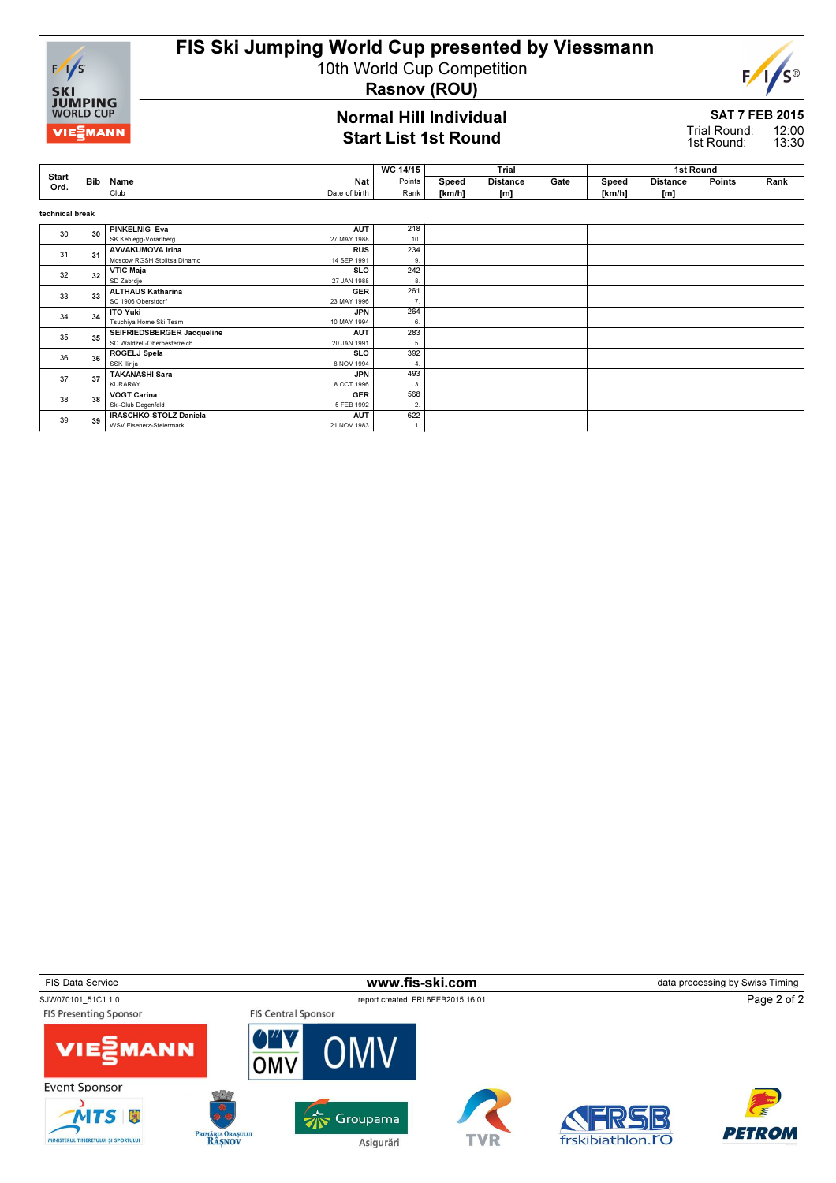# FIS Ski Jumping World Cup presented by Viessmann

10th World Cup Competition

**Rasnov (ROU)**

## Normal Hill Individual
## Start List 1st Round

**SAT 7 FEB 2015**

Trial Round: 12:00
1st Round: 13:30

| Start Ord. | Bib | Name / Club | Nat / Date of birth | WC 14/15 Points / Rank | Trial Speed [km/h] | Trial Distance [m] | Trial Gate | 1st Round Speed [km/h] | 1st Round Distance [m] | 1st Round Points | 1st Round Rank |
|---|---|---|---|---|---|---|---|---|---|---|---|
| technical break | | | | | | | | | | | |
| 30 | 30 | **PINKELNIG Eva** SK Kehlegg-Vorarlberg | **AUT** 27 MAY 1988 | 218 10. | | | | | | | |
| 31 | 31 | **AVVAKUMOVA Irina** Moscow RGSH Stolitsa Dinamo | **RUS** 14 SEP 1991 | 234 9. | | | | | | | |
| 32 | 32 | **VTIC Maja** SD Zabrdje | **SLO** 27 JAN 1988 | 242 8. | | | | | | | |
| 33 | 33 | **ALTHAUS Katharina** SC 1906 Oberstdorf | **GER** 23 MAY 1996 | 261 7. | | | | | | | |
| 34 | 34 | **ITO Yuki** Tsuchiya Home Ski Team | **JPN** 10 MAY 1994 | 264 6. | | | | | | | |
| 35 | 35 | **SEIFRIEDSBERGER Jacqueline** SC Waldzell-Oberoesterreich | **AUT** 20 JAN 1991 | 283 5. | | | | | | | |
| 36 | 36 | **ROGELJ Spela** SSK Ilirija | **SLO** 8 NOV 1994 | 392 4. | | | | | | | |
| 37 | 37 | **TAKANASHI Sara** KURARAY | **JPN** 8 OCT 1996 | 493 3. | | | | | | | |
| 38 | 38 | **VOGT Carina** Ski-Club Degenfeld | **GER** 5 FEB 1992 | 568 2. | | | | | | | |
| 39 | 39 | **IRASCHKO-STOLZ Daniela** WSV Eisenerz-Steiermark | **AUT** 21 NOV 1983 | 622 1. | | | | | | | |

FIS Data Service | www.fis-ski.com | data processing by Swiss Timing

SJW070101_51C1 1.0 | report created FRI 6FEB2015 16:01

FIS Presenting Sponsor | FIS Central Sponsor | Event Sponsor